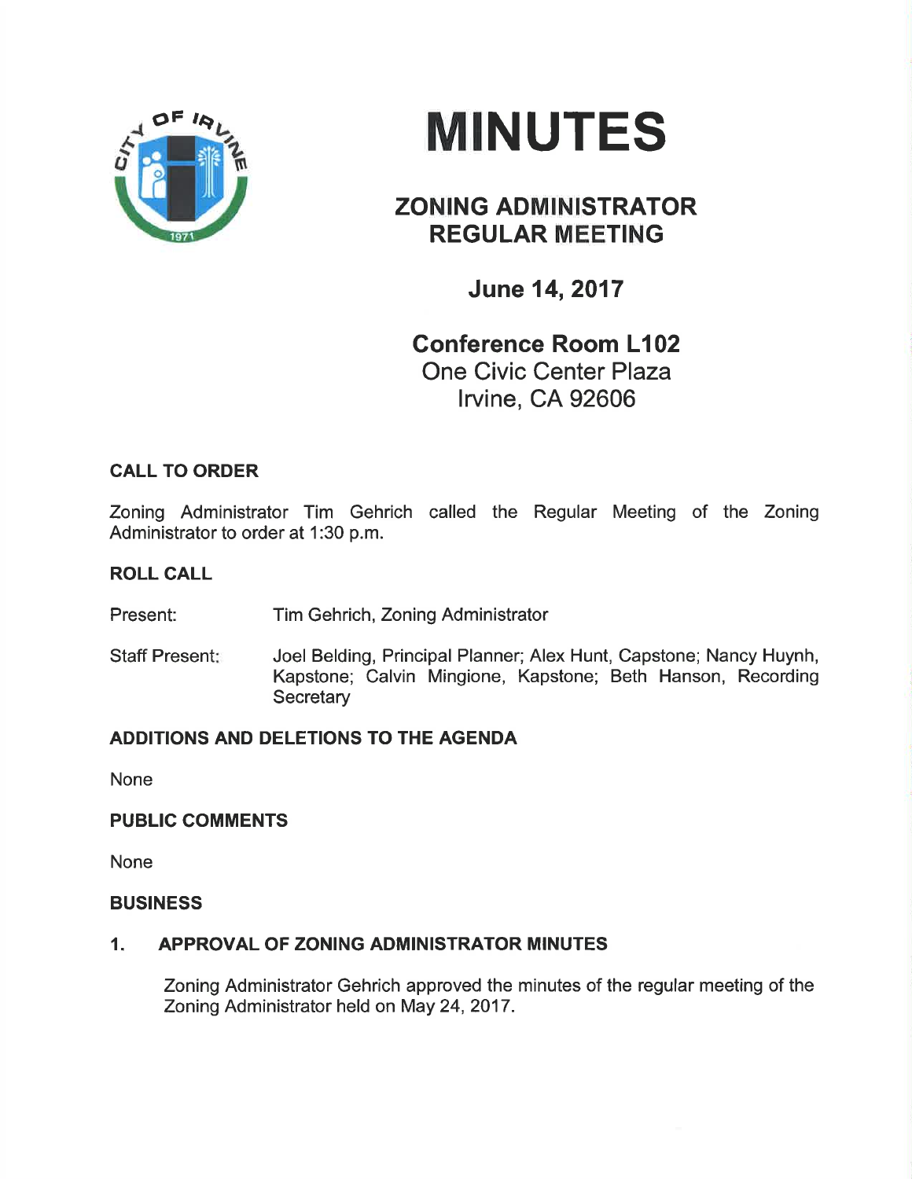# MINUTES

## ZONING ADMINISTRATOR REGULAR MEETING

### June 14, 2017

**Conference Room L102**
One Civic Center Plaza
Irvine, CA 92606

**CALL TO ORDER**

Zoning Administrator Tim Gehrich called the Regular Meeting of the Zoning Administrator to order at 1:30 p.m.

**ROLL CALL**

Present: Tim Gehrich, Zoning Administrator

Staff Present: Joel Belding, Principal Planner; Alex Hunt, Capstone; Nancy Huynh, Kapstone; Calvin Mingione, Kapstone; Beth Hanson, Recording Secretary

**ADDITIONS AND DELETIONS TO THE AGENDA**

None

**PUBLIC COMMENTS**

None

**BUSINESS**

**1. APPROVAL OF ZONING ADMINISTRATOR MINUTES**

Zoning Administrator Gehrich approved the minutes of the regular meeting of the Zoning Administrator held on May 24, 2017.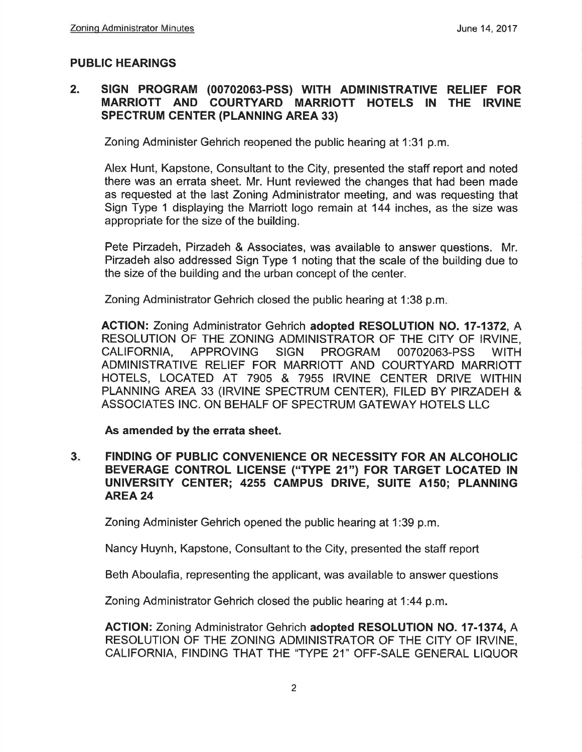## PUBLIC HEARINGS

### 2. SIGN PROGRAM (00702063-PSS) WITH ADMINISTRATIVE RELIEF FOR MARRIOTT AND COURTYARD MARRIOTT HOTELS IN THE IRVINE SPECTRUM CENTER (PLANNING AREA 33)

Zoning Administer Gehrich reopened the public hearing at 1:31 p.m.

Alex Hunt, Kapstone, Consultant to the City, presented the staff report and noted there was an errata sheet. Mr. Hunt reviewed the changes that had been made as requested at the last Zoning Administrator meeting, and was requesting that Sign Type 1 displaying the Marriott logo remain at 144 inches, as the size was appropriate for the size of the building.

Pete Pirzadeh, Pirzadeh & Associates, was available to answer questions. Mr. Pirzadeh also addressed Sign Type 1 noting that the scale of the building due to the size of the building and the urban concept of the center.

Zoning Administrator Gehrich closed the public hearing at 1:38 p.m.

**ACTION:** Zoning Administrator Gehrich **adopted RESOLUTION NO. 17-1372**, A RESOLUTION OF THE ZONING ADMINISTRATOR OF THE CITY OF IRVINE, CALIFORNIA, APPROVING SIGN PROGRAM 00702063-PSS WITH ADMINISTRATIVE RELIEF FOR MARRIOTT AND COURTYARD MARRIOTT HOTELS, LOCATED AT 7905 & 7955 IRVINE CENTER DRIVE WITHIN PLANNING AREA 33 (IRVINE SPECTRUM CENTER), FILED BY PIRZADEH & ASSOCIATES INC. ON BEHALF OF SPECTRUM GATEWAY HOTELS LLC

**As amended by the errata sheet.**

### 3. FINDING OF PUBLIC CONVENIENCE OR NECESSITY FOR AN ALCOHOLIC BEVERAGE CONTROL LICENSE ("TYPE 21") FOR TARGET LOCATED IN UNIVERSITY CENTER; 4255 CAMPUS DRIVE, SUITE A150; PLANNING AREA 24

Zoning Administer Gehrich opened the public hearing at 1:39 p.m.

Nancy Huynh, Kapstone, Consultant to the City, presented the staff report

Beth Aboulafia, representing the applicant, was available to answer questions

Zoning Administrator Gehrich closed the public hearing at 1:44 p.m.

**ACTION:** Zoning Administrator Gehrich **adopted RESOLUTION NO. 17-1374,** A RESOLUTION OF THE ZONING ADMINISTRATOR OF THE CITY OF IRVINE, CALIFORNIA, FINDING THAT THE "TYPE 21" OFF-SALE GENERAL LIQUOR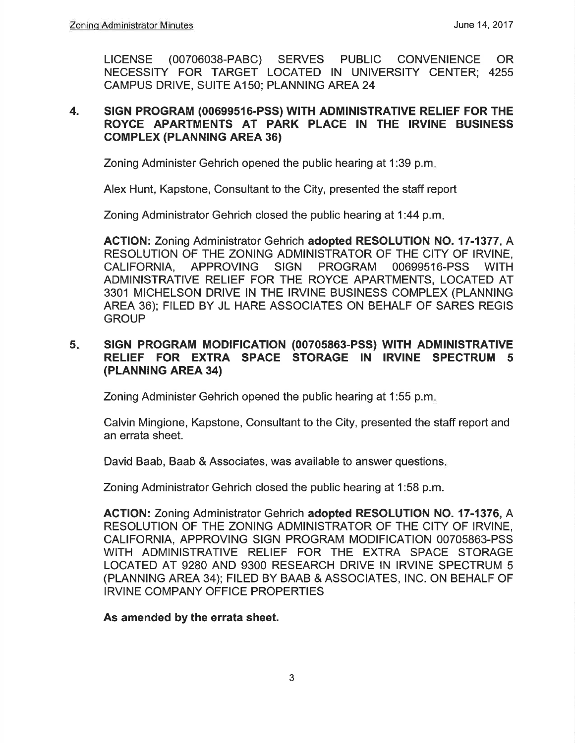LICENSE (00706038-PABC) SERVES PUBLIC CONVENIENCE OR NECESSITY FOR TARGET LOCATED IN UNIVERSITY CENTER; 4255 CAMPUS DRIVE, SUITE A150; PLANNING AREA 24

**4. SIGN PROGRAM (00699516-PSS) WITH ADMINISTRATIVE RELIEF FOR THE ROYCE APARTMENTS AT PARK PLACE IN THE IRVINE BUSINESS COMPLEX (PLANNING AREA 36)**

Zoning Administer Gehrich opened the public hearing at 1:39 p.m.

Alex Hunt, Kapstone, Consultant to the City, presented the staff report

Zoning Administrator Gehrich closed the public hearing at 1:44 p.m.

**ACTION:** Zoning Administrator Gehrich **adopted RESOLUTION NO. 17-1377**, A RESOLUTION OF THE ZONING ADMINISTRATOR OF THE CITY OF IRVINE, CALIFORNIA, APPROVING SIGN PROGRAM 00699516-PSS WITH ADMINISTRATIVE RELIEF FOR THE ROYCE APARTMENTS, LOCATED AT 3301 MICHELSON DRIVE IN THE IRVINE BUSINESS COMPLEX (PLANNING AREA 36); FILED BY JL HARE ASSOCIATES ON BEHALF OF SARES REGIS GROUP

**5. SIGN PROGRAM MODIFICATION (00705863-PSS) WITH ADMINISTRATIVE RELIEF FOR EXTRA SPACE STORAGE IN IRVINE SPECTRUM 5 (PLANNING AREA 34)**

Zoning Administer Gehrich opened the public hearing at 1:55 p.m.

Calvin Mingione, Kapstone, Consultant to the City, presented the staff report and an errata sheet.

David Baab, Baab & Associates, was available to answer questions.

Zoning Administrator Gehrich closed the public hearing at 1:58 p.m.

**ACTION:** Zoning Administrator Gehrich **adopted RESOLUTION NO. 17-1376,** A RESOLUTION OF THE ZONING ADMINISTRATOR OF THE CITY OF IRVINE, CALIFORNIA, APPROVING SIGN PROGRAM MODIFICATION 00705863-PSS WITH ADMINISTRATIVE RELIEF FOR THE EXTRA SPACE STORAGE LOCATED AT 9280 AND 9300 RESEARCH DRIVE IN IRVINE SPECTRUM 5 (PLANNING AREA 34); FILED BY BAAB & ASSOCIATES, INC. ON BEHALF OF IRVINE COMPANY OFFICE PROPERTIES

**As amended by the errata sheet.**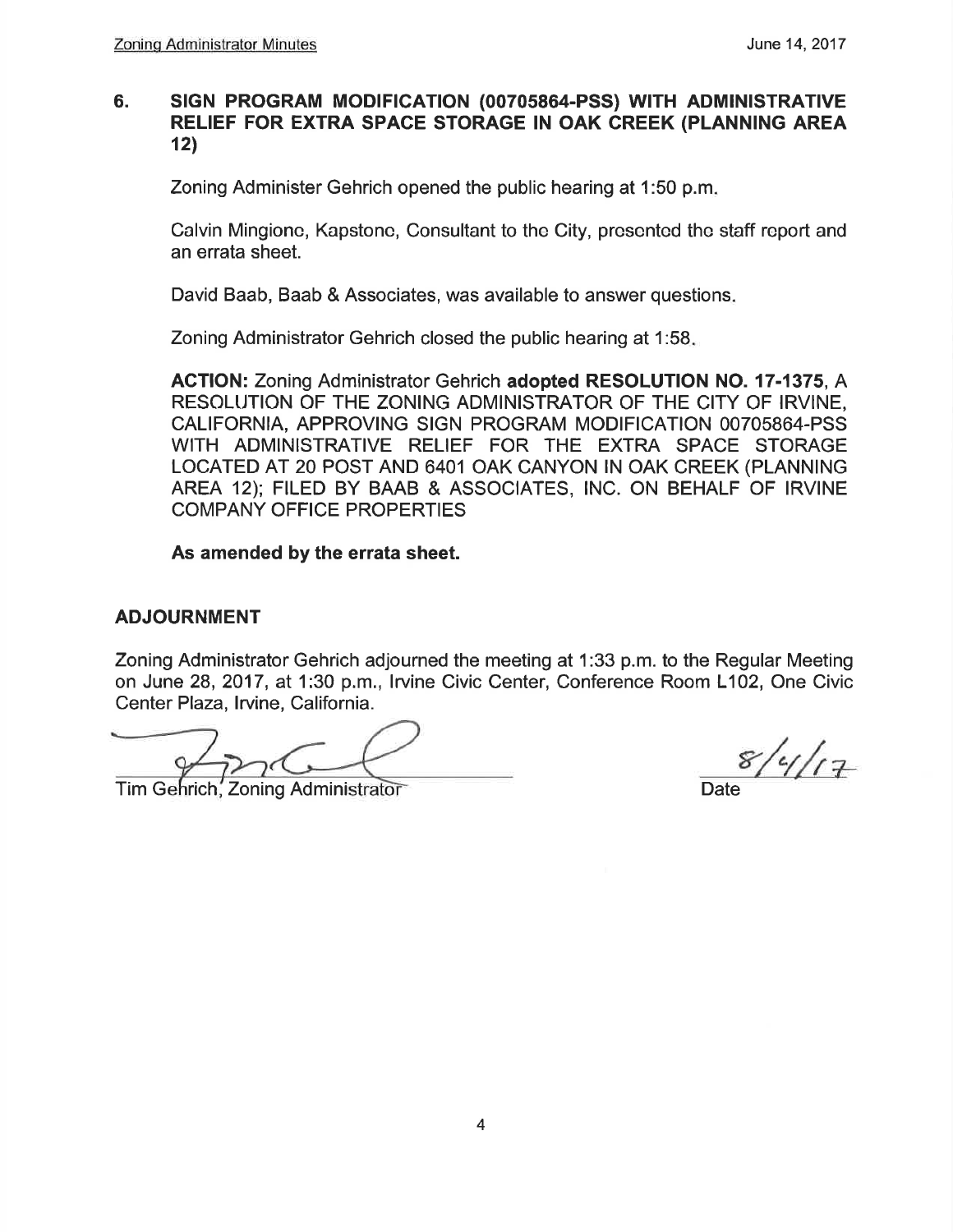## 6. SIGN PROGRAM MODIFICATION (00705864-PSS) WITH ADMINISTRATIVE RELIEF FOR EXTRA SPACE STORAGE IN OAK CREEK (PLANNING AREA 12)

Zoning Administer Gehrich opened the public hearing at 1:50 p.m.

Calvin Mingione, Kapstone, Consultant to the City, presented the staff report and an errata sheet.

David Baab, Baab & Associates, was available to answer questions.

Zoning Administrator Gehrich closed the public hearing at 1:58.

**ACTION:** Zoning Administrator Gehrich **adopted RESOLUTION NO. 17-1375**, A RESOLUTION OF THE ZONING ADMINISTRATOR OF THE CITY OF IRVINE, CALIFORNIA, APPROVING SIGN PROGRAM MODIFICATION 00705864-PSS WITH ADMINISTRATIVE RELIEF FOR THE EXTRA SPACE STORAGE LOCATED AT 20 POST AND 6401 OAK CANYON IN OAK CREEK (PLANNING AREA 12); FILED BY BAAB & ASSOCIATES, INC. ON BEHALF OF IRVINE COMPANY OFFICE PROPERTIES

**As amended by the errata sheet.**

## ADJOURNMENT

Zoning Administrator Gehrich adjourned the meeting at 1:33 p.m. to the Regular Meeting on June 28, 2017, at 1:30 p.m., Irvine Civic Center, Conference Room L102, One Civic Center Plaza, Irvine, California.

Tim Gehrich, Zoning Administrator

8/4/17
Date